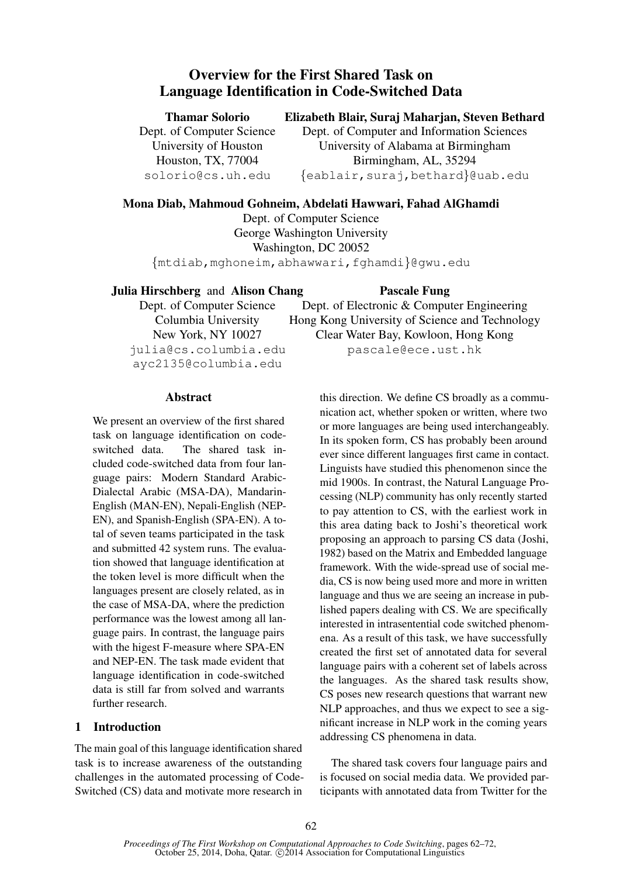# Overview for the First Shared Task on Language Identification in Code-Switched Data

**Thamar Solorio**
Dept. of Computer Science
University of Houston
Houston, TX, 77004
solorio@cs.uh.edu

**Elizabeth Blair, Suraj Maharjan, Steven Bethard**
Dept. of Computer and Information Sciences
University of Alabama at Birmingham
Birmingham, AL, 35294
{eablair,suraj,bethard}@uab.edu

**Mona Diab, Mahmoud Gohneim, Abdelati Hawwari, Fahad AlGhamdi**
Dept. of Computer Science
George Washington University
Washington, DC 20052
{mtdiab,mghoneim,abhawwari,fghamdi}@gwu.edu

**Julia Hirschberg** and **Alison Chang**
Dept. of Computer Science
Columbia University
New York, NY 10027
julia@cs.columbia.edu
ayc2135@columbia.edu

**Pascale Fung**
Dept. of Electronic & Computer Engineering
Hong Kong University of Science and Technology
Clear Water Bay, Kowloon, Hong Kong
pascale@ece.ust.hk

## Abstract

We present an overview of the first shared task on language identification on code-switched data. The shared task included code-switched data from four language pairs: Modern Standard Arabic-Dialectal Arabic (MSA-DA), Mandarin-English (MAN-EN), Nepali-English (NEP-EN), and Spanish-English (SPA-EN). A total of seven teams participated in the task and submitted 42 system runs. The evaluation showed that language identification at the token level is more difficult when the languages present are closely related, as in the case of MSA-DA, where the prediction performance was the lowest among all language pairs. In contrast, the language pairs with the higest F-measure where SPA-EN and NEP-EN. The task made evident that language identification in code-switched data is still far from solved and warrants further research.

## 1 Introduction

The main goal of this language identification shared task is to increase awareness of the outstanding challenges in the automated processing of Code-Switched (CS) data and motivate more research in this direction. We define CS broadly as a communication act, whether spoken or written, where two or more languages are being used interchangeably. In its spoken form, CS has probably been around ever since different languages first came in contact. Linguists have studied this phenomenon since the mid 1900s. In contrast, the Natural Language Processing (NLP) community has only recently started to pay attention to CS, with the earliest work in this area dating back to Joshi's theoretical work proposing an approach to parsing CS data (Joshi, 1982) based on the Matrix and Embedded language framework. With the wide-spread use of social media, CS is now being used more and more in written language and thus we are seeing an increase in published papers dealing with CS. We are specifically interested in intrasentential code switched phenomena. As a result of this task, we have successfully created the first set of annotated data for several language pairs with a coherent set of labels across the languages. As the shared task results show, CS poses new research questions that warrant new NLP approaches, and thus we expect to see a significant increase in NLP work in the coming years addressing CS phenomena in data.

The shared task covers four language pairs and is focused on social media data. We provided participants with annotated data from Twitter for the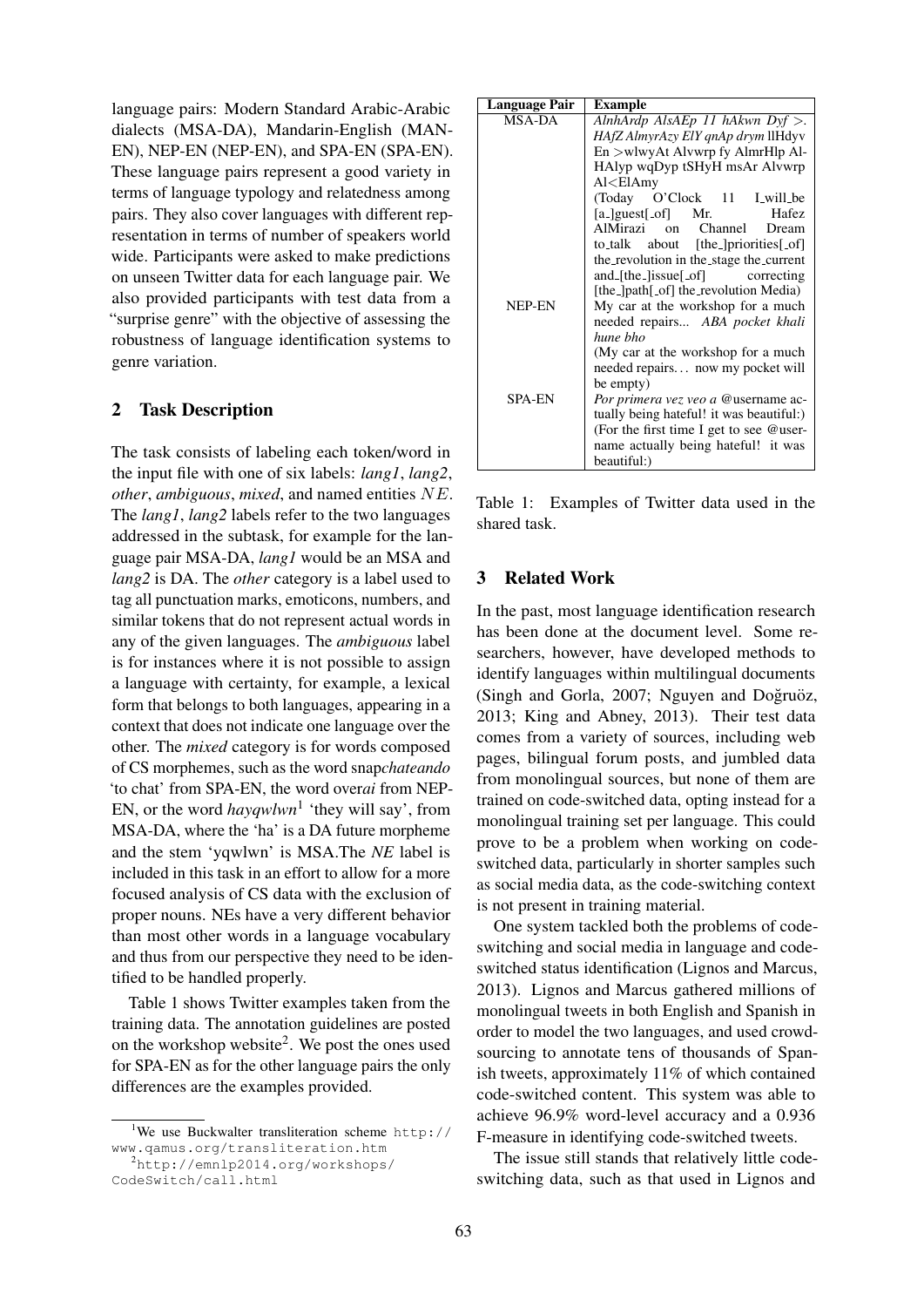language pairs: Modern Standard Arabic-Arabic dialects (MSA-DA), Mandarin-English (MAN-EN), NEP-EN (NEP-EN), and SPA-EN (SPA-EN). These language pairs represent a good variety in terms of language typology and relatedness among pairs. They also cover languages with different representation in terms of number of speakers world wide. Participants were asked to make predictions on unseen Twitter data for each language pair. We also provided participants with test data from a "surprise genre" with the objective of assessing the robustness of language identification systems to genre variation.

## 2 Task Description

The task consists of labeling each token/word in the input file with one of six labels: *lang1*, *lang2*, *other*, *ambiguous*, *mixed*, and named entities $NE$. The *lang1*, *lang2* labels refer to the two languages addressed in the subtask, for example for the language pair MSA-DA, *lang1* would be an MSA and *lang2* is DA. The *other* category is a label used to tag all punctuation marks, emoticons, numbers, and similar tokens that do not represent actual words in any of the given languages. The *ambiguous* label is for instances where it is not possible to assign a language with certainty, for example, a lexical form that belongs to both languages, appearing in a context that does not indicate one language over the other. The *mixed* category is for words composed of CS morphemes, such as the word snap*chateando* 'to chat' from SPA-EN, the word over*ai* from NEP-EN, or the word *hayqwlwn*[1] 'they will say', from MSA-DA, where the 'ha' is a DA future morpheme and the stem 'yqwlwn' is MSA.The *NE* label is included in this task in an effort to allow for a more focused analysis of CS data with the exclusion of proper nouns. NEs have a very different behavior than most other words in a language vocabulary and thus from our perspective they need to be identified to be handled properly.

Table 1 shows Twitter examples taken from the training data. The annotation guidelines are posted on the workshop website[2]. We post the ones used for SPA-EN as for the other language pairs the only differences are the examples provided.

| Language Pair | Example |
|---|---|
| MSA-DA | *AlnhArdp AlsAEp 11 hAkwn Dyf >. HAfZ AlmyrAzy ElY qnAp drym* llHdyv En >wlwyAt Alvwrp fy AlmrHlp Al-HAlyp wqDyp tSHyH msAr Alvwrp Al<ElAmy (Today O'Clock 11 I_will_be [a_]guest[_of] Mr. Hafez AlMirazi on Channel Dream to_talk about [the_]priorities[_of] the_revolution in the_stage the_current and_[the_]issue[_of] correcting [the_]path[_of] the_revolution Media) |
| NEP-EN | My car at the workshop for a much needed repairs... *ABA pocket khali hune bho* (My car at the workshop for a much needed repairs… now my pocket will be empty) |
| SPA-EN | *Por primera vez veo a* @username actually being hateful! it was beautiful:) (For the first time I get to see @username actually being hateful! it was beautiful:) |

Table 1: Examples of Twitter data used in the shared task.

## 3 Related Work

In the past, most language identification research has been done at the document level. Some researchers, however, have developed methods to identify languages within multilingual documents (Singh and Gorla, 2007; Nguyen and Doğruöz, 2013; King and Abney, 2013). Their test data comes from a variety of sources, including web pages, bilingual forum posts, and jumbled data from monolingual sources, but none of them are trained on code-switched data, opting instead for a monolingual training set per language. This could prove to be a problem when working on code-switched data, particularly in shorter samples such as social media data, as the code-switching context is not present in training material.

One system tackled both the problems of code-switching and social media in language and code-switched status identification (Lignos and Marcus, 2013). Lignos and Marcus gathered millions of monolingual tweets in both English and Spanish in order to model the two languages, and used crowd-sourcing to annotate tens of thousands of Spanish tweets, approximately 11% of which contained code-switched content. This system was able to achieve 96.9% word-level accuracy and a 0.936 F-measure in identifying code-switched tweets.

The issue still stands that relatively little code-switching data, such as that used in Lignos and

[1] We use Buckwalter transliteration scheme http://www.qamus.org/transliteration.htm

[2] http://emnlp2014.org/workshops/CodeSwitch/call.html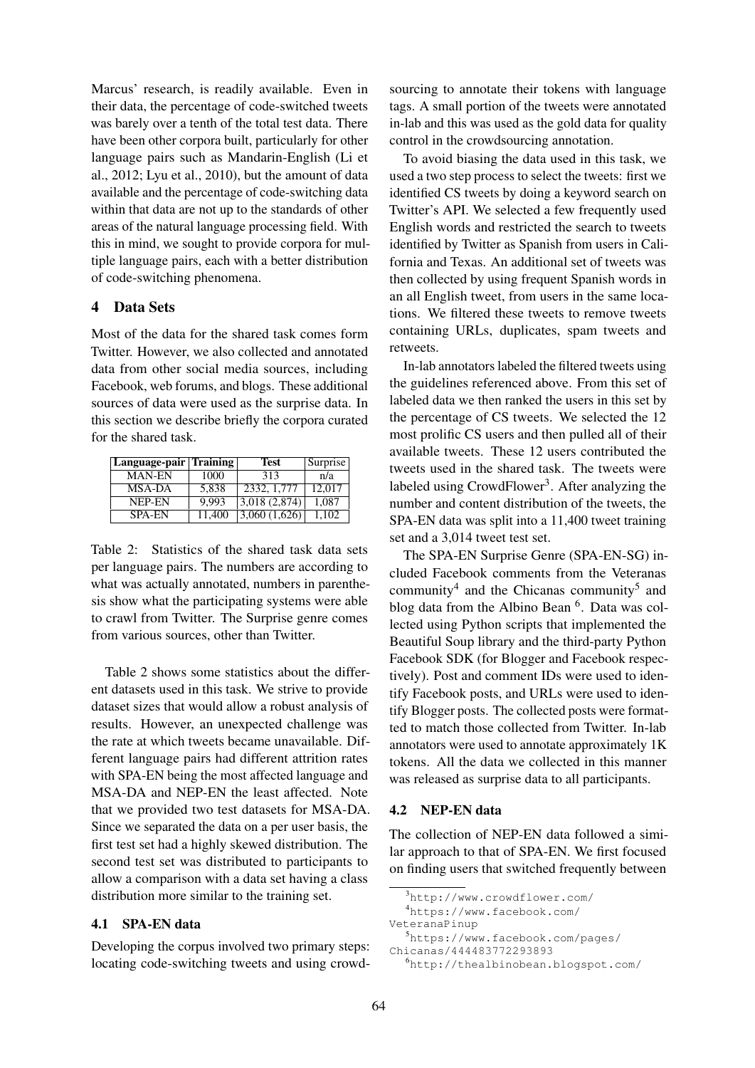Marcus' research, is readily available. Even in their data, the percentage of code-switched tweets was barely over a tenth of the total test data. There have been other corpora built, particularly for other language pairs such as Mandarin-English (Li et al., 2012; Lyu et al., 2010), but the amount of data available and the percentage of code-switching data within that data are not up to the standards of other areas of the natural language processing field. With this in mind, we sought to provide corpora for multiple language pairs, each with a better distribution of code-switching phenomena.

## 4 Data Sets

Most of the data for the shared task comes form Twitter. However, we also collected and annotated data from other social media sources, including Facebook, web forums, and blogs. These additional sources of data were used as the surprise data. In this section we describe briefly the corpora curated for the shared task.

| Language-pair | Training | Test | Surprise |
|---|---|---|---|
| MAN-EN | 1000 | 313 | n/a |
| MSA-DA | 5,838 | 2332, 1,777 | 12,017 |
| NEP-EN | 9,993 | 3,018 (2,874) | 1,087 |
| SPA-EN | 11,400 | 3,060 (1,626) | 1,102 |

Table 2: Statistics of the shared task data sets per language pairs. The numbers are according to what was actually annotated, numbers in parenthesis show what the participating systems were able to crawl from Twitter. The Surprise genre comes from various sources, other than Twitter.

Table 2 shows some statistics about the different datasets used in this task. We strive to provide dataset sizes that would allow a robust analysis of results. However, an unexpected challenge was the rate at which tweets became unavailable. Different language pairs had different attrition rates with SPA-EN being the most affected language and MSA-DA and NEP-EN the least affected. Note that we provided two test datasets for MSA-DA. Since we separated the data on a per user basis, the first test set had a highly skewed distribution. The second test set was distributed to participants to allow a comparison with a data set having a class distribution more similar to the training set.

### 4.1 SPA-EN data

Developing the corpus involved two primary steps: locating code-switching tweets and using crowdsourcing to annotate their tokens with language tags. A small portion of the tweets were annotated in-lab and this was used as the gold data for quality control in the crowdsourcing annotation.

To avoid biasing the data used in this task, we used a two step process to select the tweets: first we identified CS tweets by doing a keyword search on Twitter's API. We selected a few frequently used English words and restricted the search to tweets identified by Twitter as Spanish from users in California and Texas. An additional set of tweets was then collected by using frequent Spanish words in an all English tweet, from users in the same locations. We filtered these tweets to remove tweets containing URLs, duplicates, spam tweets and retweets.

In-lab annotators labeled the filtered tweets using the guidelines referenced above. From this set of labeled data we then ranked the users in this set by the percentage of CS tweets. We selected the 12 most prolific CS users and then pulled all of their available tweets. These 12 users contributed the tweets used in the shared task. The tweets were labeled using CrowdFlower[3]. After analyzing the number and content distribution of the tweets, the SPA-EN data was split into a 11,400 tweet training set and a 3,014 tweet test set.

The SPA-EN Surprise Genre (SPA-EN-SG) included Facebook comments from the Veteranas community[4] and the Chicanas community[5] and blog data from the Albino Bean [6]. Data was collected using Python scripts that implemented the Beautiful Soup library and the third-party Python Facebook SDK (for Blogger and Facebook respectively). Post and comment IDs were used to identify Facebook posts, and URLs were used to identify Blogger posts. The collected posts were formatted to match those collected from Twitter. In-lab annotators were used to annotate approximately 1K tokens. All the data we collected in this manner was released as surprise data to all participants.

### 4.2 NEP-EN data

The collection of NEP-EN data followed a similar approach to that of SPA-EN. We first focused on finding users that switched frequently between

[3] http://www.crowdflower.com/

[4] https://www.facebook.com/VeteranaPinup

[5] https://www.facebook.com/pages/Chicanas/444483772293893

[6] http://thealbinobean.blogspot.com/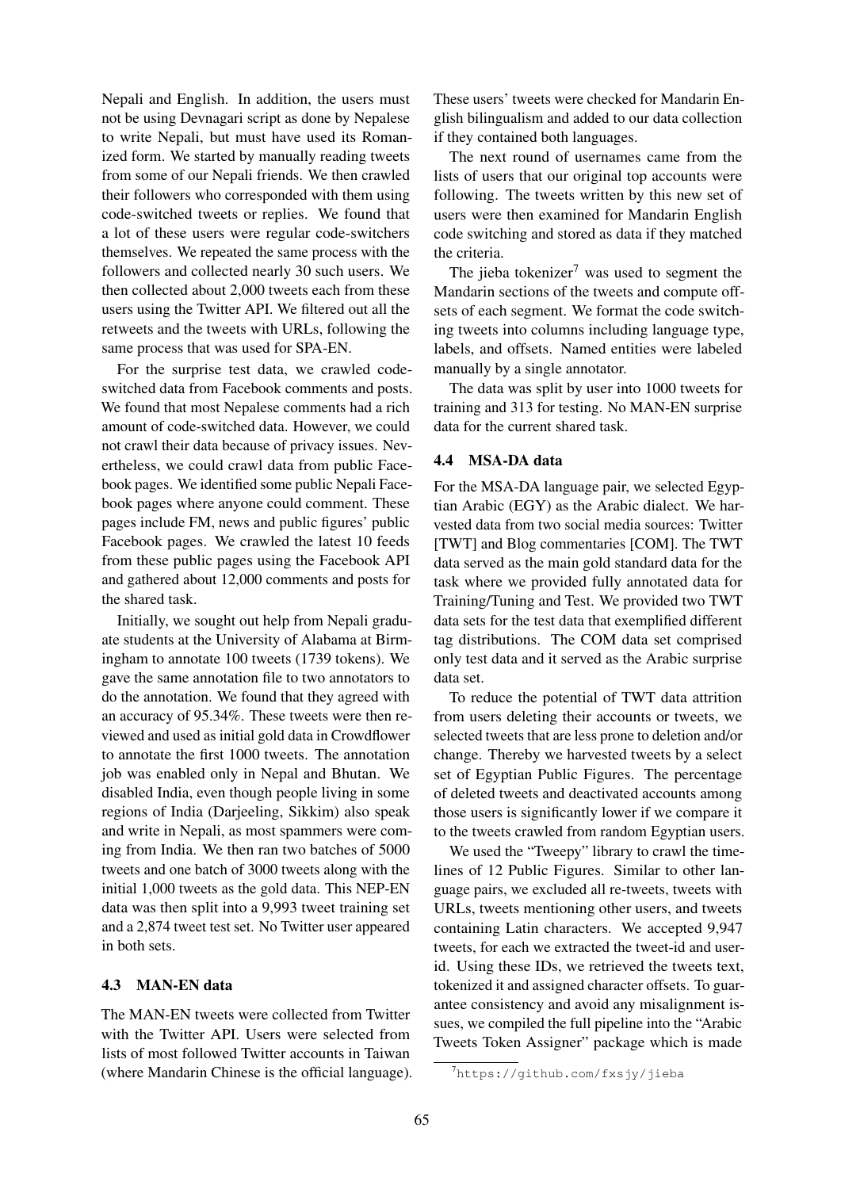Nepali and English. In addition, the users must not be using Devnagari script as done by Nepalese to write Nepali, but must have used its Romanized form. We started by manually reading tweets from some of our Nepali friends. We then crawled their followers who corresponded with them using code-switched tweets or replies. We found that a lot of these users were regular code-switchers themselves. We repeated the same process with the followers and collected nearly 30 such users. We then collected about 2,000 tweets each from these users using the Twitter API. We filtered out all the retweets and the tweets with URLs, following the same process that was used for SPA-EN.

For the surprise test data, we crawled code-switched data from Facebook comments and posts. We found that most Nepalese comments had a rich amount of code-switched data. However, we could not crawl their data because of privacy issues. Nevertheless, we could crawl data from public Facebook pages. We identified some public Nepali Facebook pages where anyone could comment. These pages include FM, news and public figures' public Facebook pages. We crawled the latest 10 feeds from these public pages using the Facebook API and gathered about 12,000 comments and posts for the shared task.

Initially, we sought out help from Nepali graduate students at the University of Alabama at Birmingham to annotate 100 tweets (1739 tokens). We gave the same annotation file to two annotators to do the annotation. We found that they agreed with an accuracy of 95.34%. These tweets were then reviewed and used as initial gold data in Crowdflower to annotate the first 1000 tweets. The annotation job was enabled only in Nepal and Bhutan. We disabled India, even though people living in some regions of India (Darjeeling, Sikkim) also speak and write in Nepali, as most spammers were coming from India. We then ran two batches of 5000 tweets and one batch of 3000 tweets along with the initial 1,000 tweets as the gold data. This NEP-EN data was then split into a 9,993 tweet training set and a 2,874 tweet test set. No Twitter user appeared in both sets.

### 4.3 MAN-EN data

The MAN-EN tweets were collected from Twitter with the Twitter API. Users were selected from lists of most followed Twitter accounts in Taiwan (where Mandarin Chinese is the official language). These users' tweets were checked for Mandarin English bilingualism and added to our data collection if they contained both languages.

The next round of usernames came from the lists of users that our original top accounts were following. The tweets written by this new set of users were then examined for Mandarin English code switching and stored as data if they matched the criteria.

The jieba tokenizer[7] was used to segment the Mandarin sections of the tweets and compute offsets of each segment. We format the code switching tweets into columns including language type, labels, and offsets. Named entities were labeled manually by a single annotator.

The data was split by user into 1000 tweets for training and 313 for testing. No MAN-EN surprise data for the current shared task.

### 4.4 MSA-DA data

For the MSA-DA language pair, we selected Egyptian Arabic (EGY) as the Arabic dialect. We harvested data from two social media sources: Twitter [TWT] and Blog commentaries [COM]. The TWT data served as the main gold standard data for the task where we provided fully annotated data for Training/Tuning and Test. We provided two TWT data sets for the test data that exemplified different tag distributions. The COM data set comprised only test data and it served as the Arabic surprise data set.

To reduce the potential of TWT data attrition from users deleting their accounts or tweets, we selected tweets that are less prone to deletion and/or change. Thereby we harvested tweets by a select set of Egyptian Public Figures. The percentage of deleted tweets and deactivated accounts among those users is significantly lower if we compare it to the tweets crawled from random Egyptian users.

We used the "Tweepy" library to crawl the timelines of 12 Public Figures. Similar to other language pairs, we excluded all re-tweets, tweets with URLs, tweets mentioning other users, and tweets containing Latin characters. We accepted 9,947 tweets, for each we extracted the tweet-id and user-id. Using these IDs, we retrieved the tweets text, tokenized it and assigned character offsets. To guarantee consistency and avoid any misalignment issues, we compiled the full pipeline into the "Arabic Tweets Token Assigner" package which is made

[7] https://github.com/fxsjy/jieba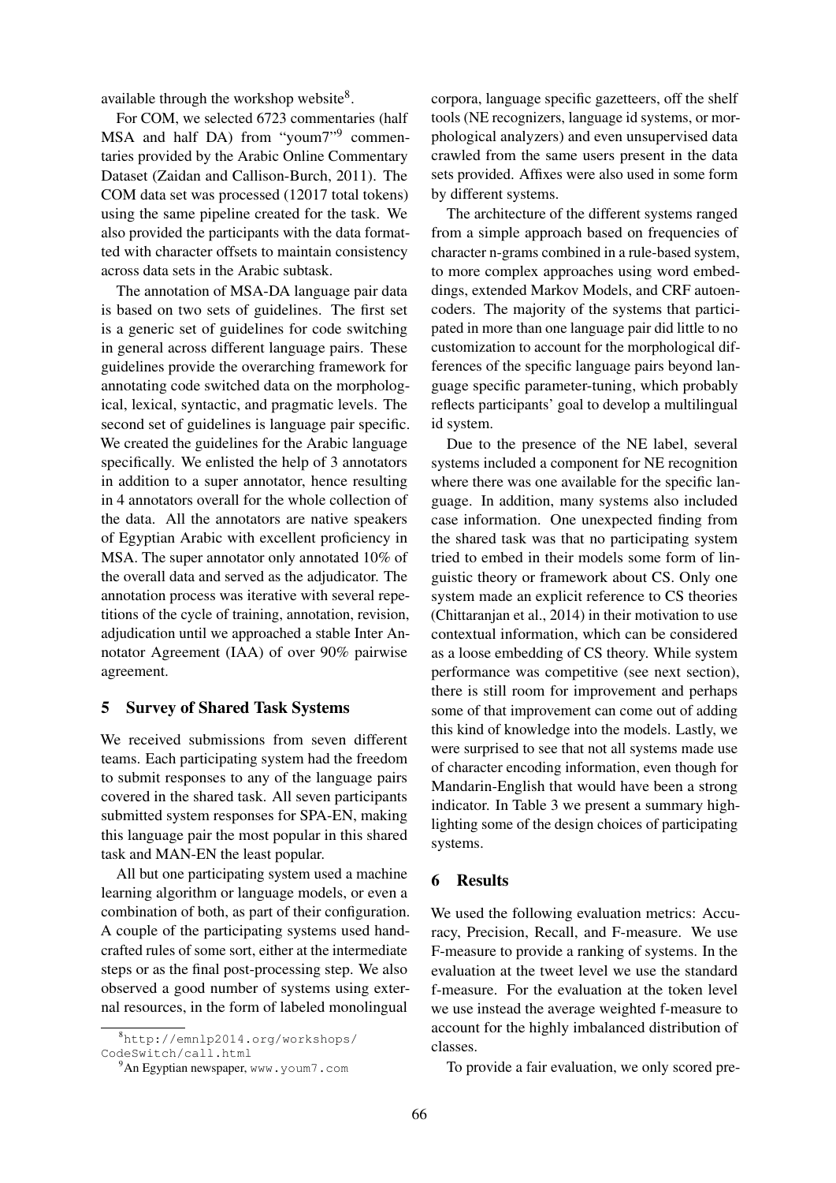available through the workshop website[8].

For COM, we selected 6723 commentaries (half MSA and half DA) from "youm7"[9] commentaries provided by the Arabic Online Commentary Dataset (Zaidan and Callison-Burch, 2011). The COM data set was processed (12017 total tokens) using the same pipeline created for the task. We also provided the participants with the data formatted with character offsets to maintain consistency across data sets in the Arabic subtask.

The annotation of MSA-DA language pair data is based on two sets of guidelines. The first set is a generic set of guidelines for code switching in general across different language pairs. These guidelines provide the overarching framework for annotating code switched data on the morphological, lexical, syntactic, and pragmatic levels. The second set of guidelines is language pair specific. We created the guidelines for the Arabic language specifically. We enlisted the help of 3 annotators in addition to a super annotator, hence resulting in 4 annotators overall for the whole collection of the data. All the annotators are native speakers of Egyptian Arabic with excellent proficiency in MSA. The super annotator only annotated 10% of the overall data and served as the adjudicator. The annotation process was iterative with several repetitions of the cycle of training, annotation, revision, adjudication until we approached a stable Inter Annotator Agreement (IAA) of over 90% pairwise agreement.

## 5 Survey of Shared Task Systems

We received submissions from seven different teams. Each participating system had the freedom to submit responses to any of the language pairs covered in the shared task. All seven participants submitted system responses for SPA-EN, making this language pair the most popular in this shared task and MAN-EN the least popular.

All but one participating system used a machine learning algorithm or language models, or even a combination of both, as part of their configuration. A couple of the participating systems used hand-crafted rules of some sort, either at the intermediate steps or as the final post-processing step. We also observed a good number of systems using external resources, in the form of labeled monolingual corpora, language specific gazetteers, off the shelf tools (NE recognizers, language id systems, or morphological analyzers) and even unsupervised data crawled from the same users present in the data sets provided. Affixes were also used in some form by different systems.

The architecture of the different systems ranged from a simple approach based on frequencies of character n-grams combined in a rule-based system, to more complex approaches using word embeddings, extended Markov Models, and CRF autoencoders. The majority of the systems that participated in more than one language pair did little to no customization to account for the morphological differences of the specific language pairs beyond language specific parameter-tuning, which probably reflects participants' goal to develop a multilingual id system.

Due to the presence of the NE label, several systems included a component for NE recognition where there was one available for the specific language. In addition, many systems also included case information. One unexpected finding from the shared task was that no participating system tried to embed in their models some form of linguistic theory or framework about CS. Only one system made an explicit reference to CS theories (Chittaranjan et al., 2014) in their motivation to use contextual information, which can be considered as a loose embedding of CS theory. While system performance was competitive (see next section), there is still room for improvement and perhaps some of that improvement can come out of adding this kind of knowledge into the models. Lastly, we were surprised to see that not all systems made use of character encoding information, even though for Mandarin-English that would have been a strong indicator. In Table 3 we present a summary highlighting some of the design choices of participating systems.

## 6 Results

We used the following evaluation metrics: Accuracy, Precision, Recall, and F-measure. We use F-measure to provide a ranking of systems. In the evaluation at the tweet level we use the standard f-measure. For the evaluation at the token level we use instead the average weighted f-measure to account for the highly imbalanced distribution of classes.

To provide a fair evaluation, we only scored pre-

[8] http://emnlp2014.org/workshops/CodeSwitch/call.html

[9] An Egyptian newspaper, www.youm7.com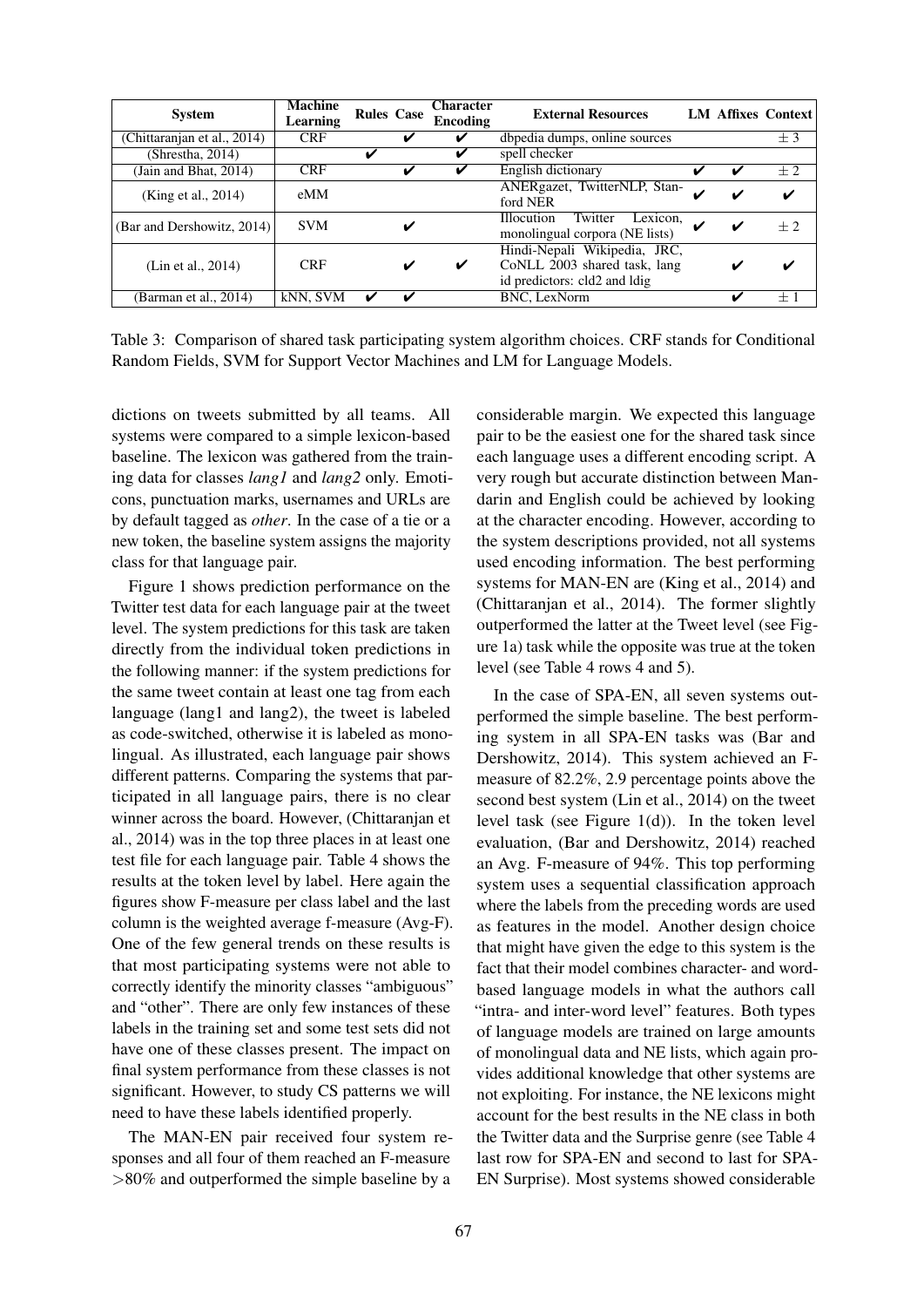| System | Machine Learning | Rules | Case | Character Encoding | External Resources | LM | Affixes | Context |
|---|---|---|---|---|---|---|---|---|
| (Chittaranjan et al., 2014) | CRF | | ✔ | ✔ | dbpedia dumps, online sources | | | ± 3 |
| (Shrestha, 2014) | | ✔ | | ✔ | spell checker | | | |
| (Jain and Bhat, 2014) | CRF | | ✔ | ✔ | English dictionary | ✔ | ✔ | ± 2 |
| (King et al., 2014) | eMM | | | | ANERgazet, TwitterNLP, Stanford NER | ✔ | ✔ | ✔ |
| (Bar and Dershowitz, 2014) | SVM | | ✔ | | Illocution Twitter Lexicon, monolingual corpora (NE lists) | ✔ | ✔ | ± 2 |
| (Lin et al., 2014) | CRF | | ✔ | ✔ | Hindi-Nepali Wikipedia, JRC, CoNLL 2003 shared task, lang id predictors: cld2 and ldig | | ✔ | ✔ |
| (Barman et al., 2014) | kNN, SVM | ✔ | ✔ | | BNC, LexNorm | | ✔ | ± 1 |

Table 3: Comparison of shared task participating system algorithm choices. CRF stands for Conditional Random Fields, SVM for Support Vector Machines and LM for Language Models.

dictions on tweets submitted by all teams. All systems were compared to a simple lexicon-based baseline. The lexicon was gathered from the training data for classes *lang1* and *lang2* only. Emoticons, punctuation marks, usernames and URLs are by default tagged as *other*. In the case of a tie or a new token, the baseline system assigns the majority class for that language pair.

Figure 1 shows prediction performance on the Twitter test data for each language pair at the tweet level. The system predictions for this task are taken directly from the individual token predictions in the following manner: if the system predictions for the same tweet contain at least one tag from each language (lang1 and lang2), the tweet is labeled as code-switched, otherwise it is labeled as monolingual. As illustrated, each language pair shows different patterns. Comparing the systems that participated in all language pairs, there is no clear winner across the board. However, (Chittaranjan et al., 2014) was in the top three places in at least one test file for each language pair. Table 4 shows the results at the token level by label. Here again the figures show F-measure per class label and the last column is the weighted average f-measure (Avg-F). One of the few general trends on these results is that most participating systems were not able to correctly identify the minority classes "ambiguous" and "other". There are only few instances of these labels in the training set and some test sets did not have one of these classes present. The impact on final system performance from these classes is not significant. However, to study CS patterns we will need to have these labels identified properly.

The MAN-EN pair received four system responses and all four of them reached an F-measure >80% and outperformed the simple baseline by a considerable margin. We expected this language pair to be the easiest one for the shared task since each language uses a different encoding script. A very rough but accurate distinction between Mandarin and English could be achieved by looking at the character encoding. However, according to the system descriptions provided, not all systems used encoding information. The best performing systems for MAN-EN are (King et al., 2014) and (Chittaranjan et al., 2014). The former slightly outperformed the latter at the Tweet level (see Figure 1a) task while the opposite was true at the token level (see Table 4 rows 4 and 5).

In the case of SPA-EN, all seven systems outperformed the simple baseline. The best performing system in all SPA-EN tasks was (Bar and Dershowitz, 2014). This system achieved an F-measure of 82.2%, 2.9 percentage points above the second best system (Lin et al., 2014) on the tweet level task (see Figure 1(d)). In the token level evaluation, (Bar and Dershowitz, 2014) reached an Avg. F-measure of 94%. This top performing system uses a sequential classification approach where the labels from the preceding words are used as features in the model. Another design choice that might have given the edge to this system is the fact that their model combines character- and word-based language models in what the authors call "intra- and inter-word level" features. Both types of language models are trained on large amounts of monolingual data and NE lists, which again provides additional knowledge that other systems are not exploiting. For instance, the NE lexicons might account for the best results in the NE class in both the Twitter data and the Surprise genre (see Table 4 last row for SPA-EN and second to last for SPA-EN Surprise). Most systems showed considerable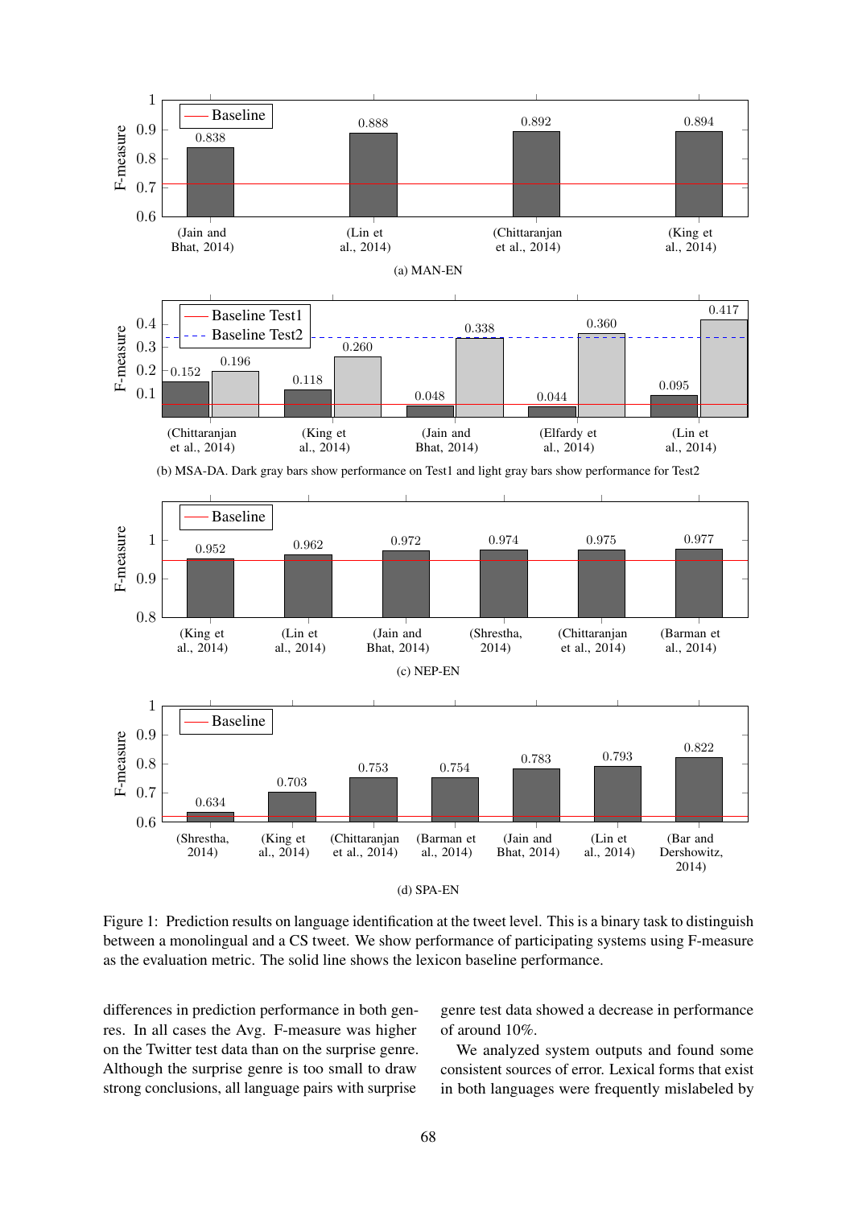Figure 1: Prediction results on language identification at the tweet level. This is a binary task to distinguish between a monolingual and a CS tweet. We show performance of participating systems using F-measure as the evaluation metric. The solid line shows the lexicon baseline performance.

(a) MAN-EN

(b) MSA-DA. Dark gray bars show performance on Test1 and light gray bars show performance for Test2

(c) NEP-EN

(d) SPA-EN

differences in prediction performance in both genres. In all cases the Avg. F-measure was higher on the Twitter test data than on the surprise genre. Although the surprise genre is too small to draw strong conclusions, all language pairs with surprise genre test data showed a decrease in performance of around 10%.

We analyzed system outputs and found some consistent sources of error. Lexical forms that exist in both languages were frequently mislabeled by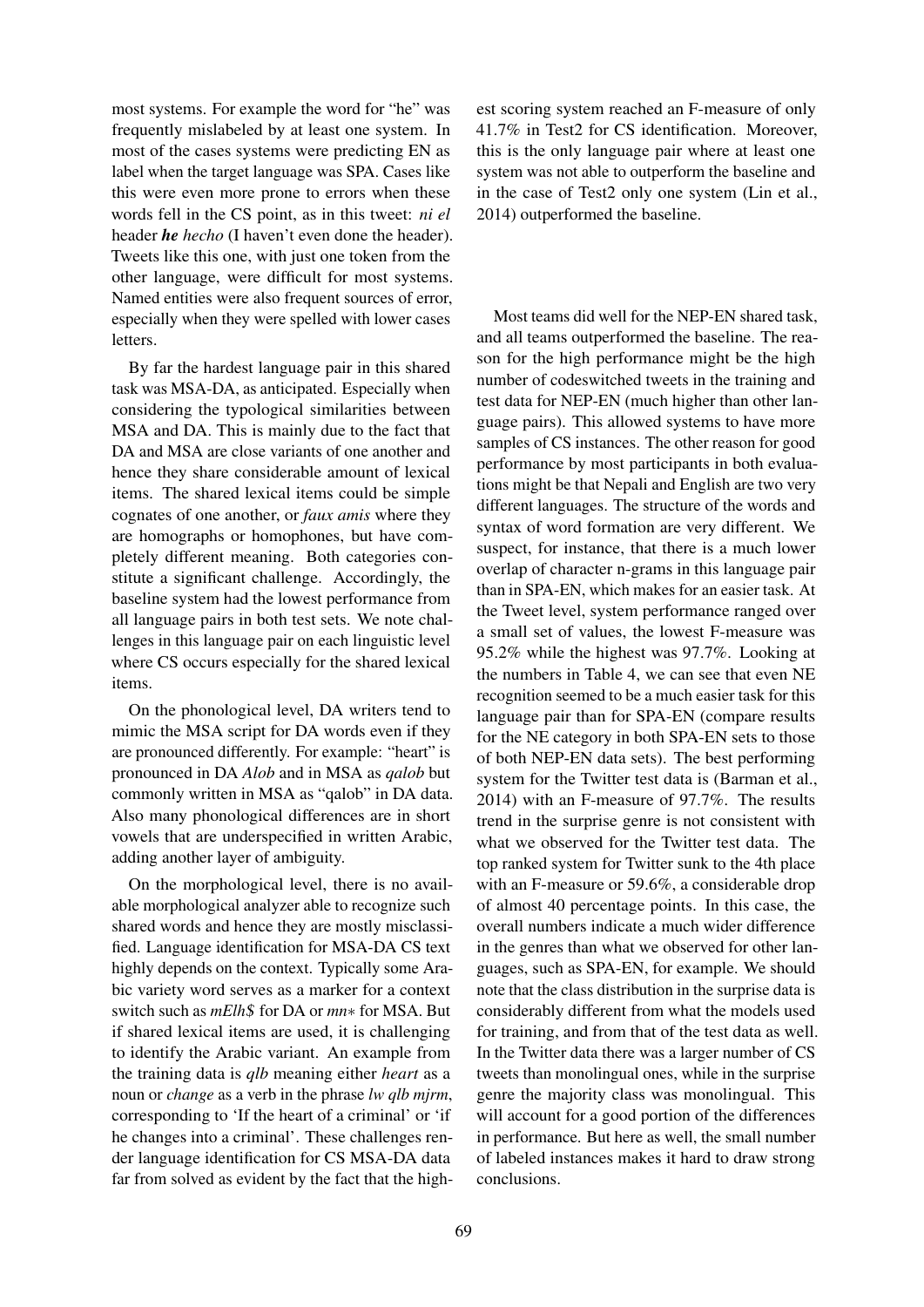most systems. For example the word for "he" was frequently mislabeled by at least one system. In most of the cases systems were predicting EN as label when the target language was SPA. Cases like this were even more prone to errors when these words fell in the CS point, as in this tweet: *ni el* header ***he*** *hecho* (I haven't even done the header). Tweets like this one, with just one token from the other language, were difficult for most systems. Named entities were also frequent sources of error, especially when they were spelled with lower cases letters.

By far the hardest language pair in this shared task was MSA-DA, as anticipated. Especially when considering the typological similarities between MSA and DA. This is mainly due to the fact that DA and MSA are close variants of one another and hence they share considerable amount of lexical items. The shared lexical items could be simple cognates of one another, or *faux amis* where they are homographs or homophones, but have completely different meaning. Both categories constitute a significant challenge. Accordingly, the baseline system had the lowest performance from all language pairs in both test sets. We note challenges in this language pair on each linguistic level where CS occurs especially for the shared lexical items.

On the phonological level, DA writers tend to mimic the MSA script for DA words even if they are pronounced differently. For example: "heart" is pronounced in DA *Alob* and in MSA as *qalob* but commonly written in MSA as "qalob" in DA data. Also many phonological differences are in short vowels that are underspecified in written Arabic, adding another layer of ambiguity.

On the morphological level, there is no available morphological analyzer able to recognize such shared words and hence they are mostly misclassified. Language identification for MSA-DA CS text highly depends on the context. Typically some Arabic variety word serves as a marker for a context switch such as *mElh$* for DA or *mn** for MSA. But if shared lexical items are used, it is challenging to identify the Arabic variant. An example from the training data is *qlb* meaning either *heart* as a noun or *change* as a verb in the phrase *lw qlb mjrm*, corresponding to 'If the heart of a criminal' or 'if he changes into a criminal'. These challenges render language identification for CS MSA-DA text far from solved as evident by the fact that the highest scoring system reached an F-measure of only 41.7% in Test2 for CS identification. Moreover, this is the only language pair where at least one system was not able to outperform the baseline and in the case of Test2 only one system (Lin et al., 2014) outperformed the baseline.

Most teams did well for the NEP-EN shared task, and all teams outperformed the baseline. The reason for the high performance might be the high number of codeswitched tweets in the training and test data for NEP-EN (much higher than other language pairs). This allowed systems to have more samples of CS instances. The other reason for good performance by most participants in both evaluations might be that Nepali and English are two very different languages. The structure of the words and syntax of word formation are very different. We suspect, for instance, that there is a much lower overlap of character n-grams in this language pair than in SPA-EN, which makes for an easier task. At the Tweet level, system performance ranged over a small set of values, the lowest F-measure was 95.2% while the highest was 97.7%. Looking at the numbers in Table 4, we can see that even NE recognition seemed to be a much easier task for this language pair than for SPA-EN (compare results for the NE category in both SPA-EN sets to those of both NEP-EN data sets). The best performing system for the Twitter test data is (Barman et al., 2014) with an F-measure of 97.7%. The results trend in the surprise genre is not consistent with what we observed for the Twitter test data. The top ranked system for Twitter sunk to the 4th place with an F-measure or 59.6%, a considerable drop of almost 40 percentage points. In this case, the overall numbers indicate a much wider difference in the genres than what we observed for other languages, such as SPA-EN, for example. We should note that the class distribution in the surprise data is considerably different from what the models used for training, and from that of the test data as well. In the Twitter data there was a larger number of CS tweets than monolingual ones, while in the surprise genre the majority class was monolingual. This will account for a good portion of the differences in performance. But here as well, the small number of labeled instances makes it hard to draw strong conclusions.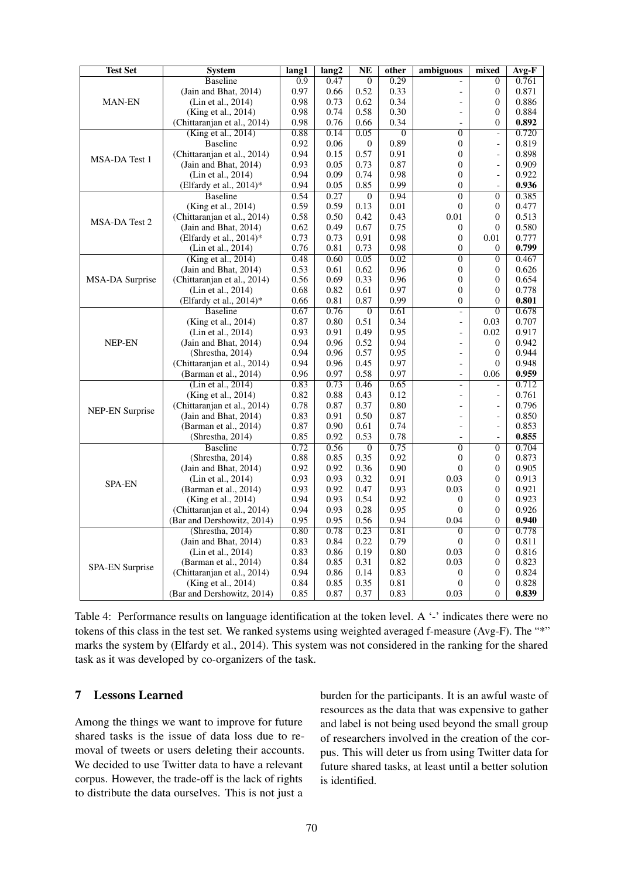| Test Set | System | lang1 | lang2 | NE | other | ambiguous | mixed | Avg-F |
|---|---|---|---|---|---|---|---|---|
| MAN-EN | Baseline | 0.9 | 0.47 | 0 | 0.29 | - | 0 | 0.761 |
| | (Jain and Bhat, 2014) | 0.97 | 0.66 | 0.52 | 0.33 | - | 0 | 0.871 |
| | (Lin et al., 2014) | 0.98 | 0.73 | 0.62 | 0.34 | - | 0 | 0.886 |
| | (King et al., 2014) | 0.98 | 0.74 | 0.58 | 0.30 | - | 0 | 0.884 |
| | (Chittaranjan et al., 2014) | 0.98 | 0.76 | 0.66 | 0.34 | - | 0 | **0.892** |
| MSA-DA Test 1 | (King et al., 2014) | 0.88 | 0.14 | 0.05 | 0 | 0 | - | 0.720 |
| | Baseline | 0.92 | 0.06 | 0 | 0.89 | 0 | - | 0.819 |
| | (Chittaranjan et al., 2014) | 0.94 | 0.15 | 0.57 | 0.91 | 0 | - | 0.898 |
| | (Jain and Bhat, 2014) | 0.93 | 0.05 | 0.73 | 0.87 | 0 | - | 0.909 |
| | (Lin et al., 2014) | 0.94 | 0.09 | 0.74 | 0.98 | 0 | - | 0.922 |
| | (Elfardy et al., 2014)* | 0.94 | 0.05 | 0.85 | 0.99 | 0 | - | **0.936** |
| MSA-DA Test 2 | Baseline | 0.54 | 0.27 | 0 | 0.94 | 0 | 0 | 0.385 |
| | (King et al., 2014) | 0.59 | 0.59 | 0.13 | 0.01 | 0 | 0 | 0.477 |
| | (Chittaranjan et al., 2014) | 0.58 | 0.50 | 0.42 | 0.43 | 0.01 | 0 | 0.513 |
| | (Jain and Bhat, 2014) | 0.62 | 0.49 | 0.67 | 0.75 | 0 | 0 | 0.580 |
| | (Elfardy et al., 2014)* | 0.73 | 0.73 | 0.91 | 0.98 | 0 | 0.01 | 0.777 |
| | (Lin et al., 2014) | 0.76 | 0.81 | 0.73 | 0.98 | 0 | 0 | **0.799** |
| MSA-DA Surprise | (King et al., 2014) | 0.48 | 0.60 | 0.05 | 0.02 | 0 | 0 | 0.467 |
| | (Jain and Bhat, 2014) | 0.53 | 0.61 | 0.62 | 0.96 | 0 | 0 | 0.626 |
| | (Chittaranjan et al., 2014) | 0.56 | 0.69 | 0.33 | 0.96 | 0 | 0 | 0.654 |
| | (Lin et al., 2014) | 0.68 | 0.82 | 0.61 | 0.97 | 0 | 0 | 0.778 |
| | (Elfardy et al., 2014)* | 0.66 | 0.81 | 0.87 | 0.99 | 0 | 0 | **0.801** |
| NEP-EN | Baseline | 0.67 | 0.76 | 0 | 0.61 | - | 0 | 0.678 |
| | (King et al., 2014) | 0.87 | 0.80 | 0.51 | 0.34 | - | 0.03 | 0.707 |
| | (Lin et al., 2014) | 0.93 | 0.91 | 0.49 | 0.95 | - | 0.02 | 0.917 |
| | (Jain and Bhat, 2014) | 0.94 | 0.96 | 0.52 | 0.94 | - | 0 | 0.942 |
| | (Shrestha, 2014) | 0.94 | 0.96 | 0.57 | 0.95 | - | 0 | 0.944 |
| | (Chittaranjan et al., 2014) | 0.94 | 0.96 | 0.45 | 0.97 | - | 0 | 0.948 |
| | (Barman et al., 2014) | 0.96 | 0.97 | 0.58 | 0.97 | - | 0.06 | **0.959** |
| NEP-EN Surprise | (Lin et al., 2014) | 0.83 | 0.73 | 0.46 | 0.65 | - | - | 0.712 |
| | (King et al., 2014) | 0.82 | 0.88 | 0.43 | 0.12 | - | - | 0.761 |
| | (Chittaranjan et al., 2014) | 0.78 | 0.87 | 0.37 | 0.80 | - | - | 0.796 |
| | (Jain and Bhat, 2014) | 0.83 | 0.91 | 0.50 | 0.87 | - | - | 0.850 |
| | (Barman et al., 2014) | 0.87 | 0.90 | 0.61 | 0.74 | - | - | 0.853 |
| | (Shrestha, 2014) | 0.85 | 0.92 | 0.53 | 0.78 | - | - | **0.855** |
| SPA-EN | Baseline | 0.72 | 0.56 | 0 | 0.75 | 0 | 0 | 0.704 |
| | (Shrestha, 2014) | 0.88 | 0.85 | 0.35 | 0.92 | 0 | 0 | 0.873 |
| | (Jain and Bhat, 2014) | 0.92 | 0.92 | 0.36 | 0.90 | 0 | 0 | 0.905 |
| | (Lin et al., 2014) | 0.93 | 0.93 | 0.32 | 0.91 | 0.03 | 0 | 0.913 |
| | (Barman et al., 2014) | 0.93 | 0.92 | 0.47 | 0.93 | 0.03 | 0 | 0.921 |
| | (King et al., 2014) | 0.94 | 0.93 | 0.54 | 0.92 | 0 | 0 | 0.923 |
| | (Chittaranjan et al., 2014) | 0.94 | 0.93 | 0.28 | 0.95 | 0 | 0 | 0.926 |
| | (Bar and Dershowitz, 2014) | 0.95 | 0.95 | 0.56 | 0.94 | 0.04 | 0 | **0.940** |
| SPA-EN Surprise | (Shrestha, 2014) | 0.80 | 0.78 | 0.23 | 0.81 | 0 | 0 | 0.778 |
| | (Jain and Bhat, 2014) | 0.83 | 0.84 | 0.22 | 0.79 | 0 | 0 | 0.811 |
| | (Lin et al., 2014) | 0.83 | 0.86 | 0.19 | 0.80 | 0.03 | 0 | 0.816 |
| | (Barman et al., 2014) | 0.84 | 0.85 | 0.31 | 0.82 | 0.03 | 0 | 0.823 |
| | (Chittaranjan et al., 2014) | 0.94 | 0.86 | 0.14 | 0.83 | 0 | 0 | 0.824 |
| | (King et al., 2014) | 0.84 | 0.85 | 0.35 | 0.81 | 0 | 0 | 0.828 |
| | (Bar and Dershowitz, 2014) | 0.85 | 0.87 | 0.37 | 0.83 | 0.03 | 0 | **0.839** |

Table 4: Performance results on language identification at the token level. A '-' indicates there were no tokens of this class in the test set. We ranked systems using weighted averaged f-measure (Avg-F). The "*" marks the system by (Elfardy et al., 2014). This system was not considered in the ranking for the shared task as it was developed by co-organizers of the task.

## 7 Lessons Learned

Among the things we want to improve for future shared tasks is the issue of data loss due to removal of tweets or users deleting their accounts. We decided to use Twitter data to have a relevant corpus. However, the trade-off is the lack of rights to distribute the data ourselves. This is not just a burden for the participants. It is an awful waste of resources as the data that was expensive to gather and label is not being used beyond the small group of researchers involved in the creation of the corpus. This will deter us from using Twitter data for future shared tasks, at least until a better solution is identified.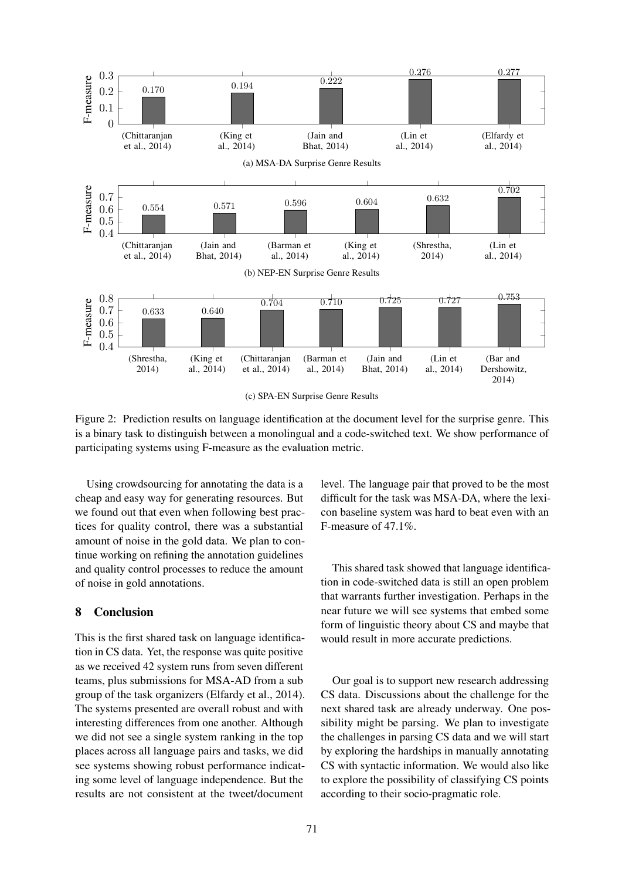| (Chittaranjan et al., 2014) | (King et al., 2014) | (Jain and Bhat, 2014) | (Lin et al., 2014) | (Elfardy et al., 2014) |
|---|---|---|---|---|
| 0.170 | 0.194 | 0.222 | 0.276 | 0.277 |

(a) MSA-DA Surprise Genre Results

| (Chittaranjan et al., 2014) | (Jain and Bhat, 2014) | (Barman et al., 2014) | (King et al., 2014) | (Shrestha, 2014) | (Lin et al., 2014) |
|---|---|---|---|---|---|
| 0.554 | 0.571 | 0.596 | 0.604 | 0.632 | 0.702 |

(b) NEP-EN Surprise Genre Results

| (Shrestha, 2014) | (King et al., 2014) | (Chittaranjan et al., 2014) | (Barman et al., 2014) | (Jain and Bhat, 2014) | (Lin et al., 2014) | (Bar and Dershowitz, 2014) |
|---|---|---|---|---|---|---|
| 0.633 | 0.640 | 0.704 | 0.710 | 0.725 | 0.727 | 0.753 |

(c) SPA-EN Surprise Genre Results

Figure 2: Prediction results on language identification at the document level for the surprise genre. This is a binary task to distinguish between a monolingual and a code-switched text. We show performance of participating systems using F-measure as the evaluation metric.

Using crowdsourcing for annotating the data is a cheap and easy way for generating resources. But we found out that even when following best practices for quality control, there was a substantial amount of noise in the gold data. We plan to continue working on refining the annotation guidelines and quality control processes to reduce the amount of noise in gold annotations.

## 8 Conclusion

This is the first shared task on language identification in CS data. Yet, the response was quite positive as we received 42 system runs from seven different teams, plus submissions for MSA-AD from a sub group of the task organizers (Elfardy et al., 2014). The systems presented are overall robust and with interesting differences from one another. Although we did not see a single system ranking in the top places across all language pairs and tasks, we did see systems showing robust performance indicating some level of language independence. But the results are not consistent at the tweet/document level. The language pair that proved to be the most difficult for the task was MSA-DA, where the lexicon baseline system was hard to beat even with an F-measure of 47.1%.

This shared task showed that language identification in code-switched data is still an open problem that warrants further investigation. Perhaps in the near future we will see systems that embed some form of linguistic theory about CS and maybe that would result in more accurate predictions.

Our goal is to support new research addressing CS data. Discussions about the challenge for the next shared task are already underway. One possibility might be parsing. We plan to investigate the challenges in parsing CS data and we will start by exploring the hardships in manually annotating CS with syntactic information. We would also like to explore the possibility of classifying CS points according to their socio-pragmatic role.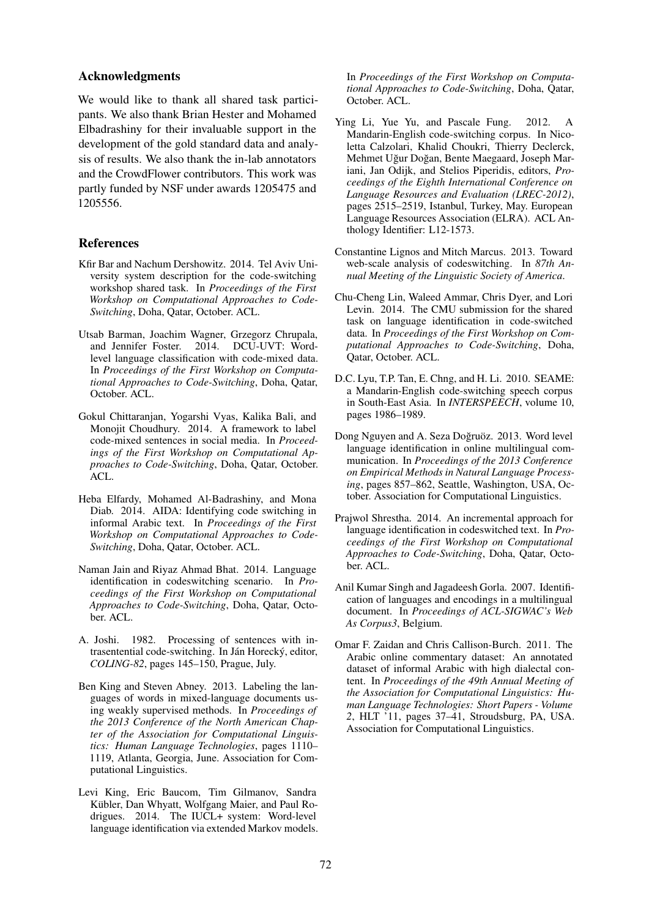## Acknowledgments

We would like to thank all shared task participants. We also thank Brian Hester and Mohamed Elbadrashiny for their invaluable support in the development of the gold standard data and analysis of results. We also thank the in-lab annotators and the CrowdFlower contributors. This work was partly funded by NSF under awards 1205475 and 1205556.

## References

Kfir Bar and Nachum Dershowitz. 2014. Tel Aviv University system description for the code-switching workshop shared task. In *Proceedings of the First Workshop on Computational Approaches to Code-Switching*, Doha, Qatar, October. ACL.

Utsab Barman, Joachim Wagner, Grzegorz Chrupala, and Jennifer Foster. 2014. DCU-UVT: Word-level language classification with code-mixed data. In *Proceedings of the First Workshop on Computational Approaches to Code-Switching*, Doha, Qatar, October. ACL.

Gokul Chittaranjan, Yogarshi Vyas, Kalika Bali, and Monojit Choudhury. 2014. A framework to label code-mixed sentences in social media. In *Proceedings of the First Workshop on Computational Approaches to Code-Switching*, Doha, Qatar, October. ACL.

Heba Elfardy, Mohamed Al-Badrashiny, and Mona Diab. 2014. AIDA: Identifying code switching in informal Arabic text. In *Proceedings of the First Workshop on Computational Approaches to Code-Switching*, Doha, Qatar, October. ACL.

Naman Jain and Riyaz Ahmad Bhat. 2014. Language identification in codeswitching scenario. In *Proceedings of the First Workshop on Computational Approaches to Code-Switching*, Doha, Qatar, October. ACL.

A. Joshi. 1982. Processing of sentences with intrasentential code-switching. In Ján Horecký, editor, *COLING-82*, pages 145–150, Prague, July.

Ben King and Steven Abney. 2013. Labeling the languages of words in mixed-language documents using weakly supervised methods. In *Proceedings of the 2013 Conference of the North American Chapter of the Association for Computational Linguistics: Human Language Technologies*, pages 1110–1119, Atlanta, Georgia, June. Association for Computational Linguistics.

Levi King, Eric Baucom, Tim Gilmanov, Sandra Kübler, Dan Whyatt, Wolfgang Maier, and Paul Rodrigues. 2014. The IUCL+ system: Word-level language identification via extended Markov models. In *Proceedings of the First Workshop on Computational Approaches to Code-Switching*, Doha, Qatar, October. ACL.

Ying Li, Yue Yu, and Pascale Fung. 2012. A Mandarin-English code-switching corpus. In Nicoletta Calzolari, Khalid Choukri, Thierry Declerck, Mehmet Uğur Doğan, Bente Maegaard, Joseph Mariani, Jan Odijk, and Stelios Piperidis, editors, *Proceedings of the Eighth International Conference on Language Resources and Evaluation (LREC-2012)*, pages 2515–2519, Istanbul, Turkey, May. European Language Resources Association (ELRA). ACL Anthology Identifier: L12-1573.

Constantine Lignos and Mitch Marcus. 2013. Toward web-scale analysis of codeswitching. In *87th Annual Meeting of the Linguistic Society of America*.

Chu-Cheng Lin, Waleed Ammar, Chris Dyer, and Lori Levin. 2014. The CMU submission for the shared task on language identification in code-switched data. In *Proceedings of the First Workshop on Computational Approaches to Code-Switching*, Doha, Qatar, October. ACL.

D.C. Lyu, T.P. Tan, E. Chng, and H. Li. 2010. SEAME: a Mandarin-English code-switching speech corpus in South-East Asia. In *INTERSPEECH*, volume 10, pages 1986–1989.

Dong Nguyen and A. Seza Doğruöz. 2013. Word level language identification in online multilingual communication. In *Proceedings of the 2013 Conference on Empirical Methods in Natural Language Processing*, pages 857–862, Seattle, Washington, USA, October. Association for Computational Linguistics.

Prajwol Shrestha. 2014. An incremental approach for language identification in codeswitched text. In *Proceedings of the First Workshop on Computational Approaches to Code-Switching*, Doha, Qatar, October. ACL.

Anil Kumar Singh and Jagadeesh Gorla. 2007. Identification of languages and encodings in a multilingual document. In *Proceedings of ACL-SIGWAC's Web As Corpus3*, Belgium.

Omar F. Zaidan and Chris Callison-Burch. 2011. The Arabic online commentary dataset: An annotated dataset of informal Arabic with high dialectal content. In *Proceedings of the 49th Annual Meeting of the Association for Computational Linguistics: Human Language Technologies: Short Papers - Volume 2*, HLT '11, pages 37–41, Stroudsburg, PA, USA. Association for Computational Linguistics.